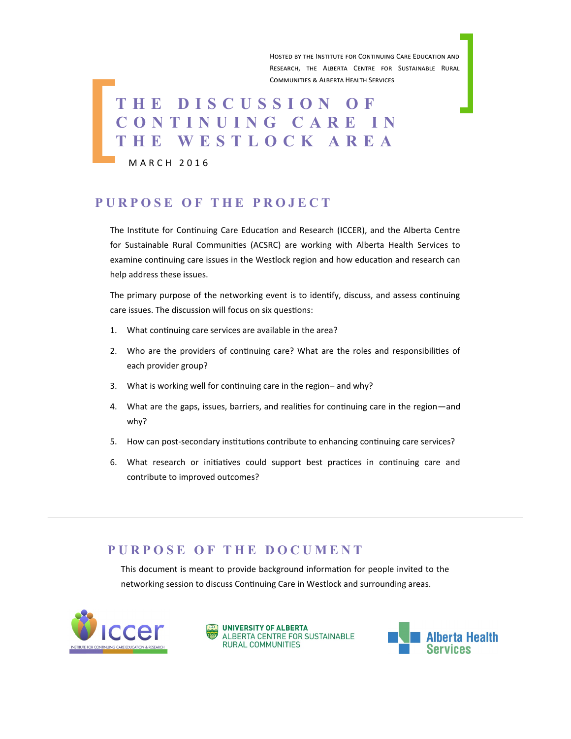Hosted by the Institute for Continuing Care Education and Research, the Alberta Centre for Sustainable Rural Communities & Alberta Health Services

# THE DISCUSSION OF CONTINUING CARE IN THE WESTLOCK AREA

MARCH 2016

## PURPOSE OF THE PROJECT

The Institute for Continuing Care Education and Research (ICCER), and the Alberta Centre for Sustainable Rural Communities (ACSRC) are working with Alberta Health Services to examine continuing care issues in the Westlock region and how education and research can help address these issues.

The primary purpose of the networking event is to identify, discuss, and assess continuing care issues. The discussion will focus on six questions:

1. What continuing care services are available in the area?
2. Who are the providers of continuing care? What are the roles and responsibilities of each provider group?
3. What is working well for continuing care in the region– and why?
4. What are the gaps, issues, barriers, and realities for continuing care in the region—and why?
5. How can post-secondary institutions contribute to enhancing continuing care services?
6. What research or initiatives could support best practices in continuing care and contribute to improved outcomes?

---

## PURPOSE OF THE DOCUMENT

This document is meant to provide background information for people invited to the networking session to discuss Continuing Care in Westlock and surrounding areas.

iccer — Institute for Continuing Care Education & Research

University of Alberta — Alberta Centre for Sustainable Rural Communities

Alberta Health Services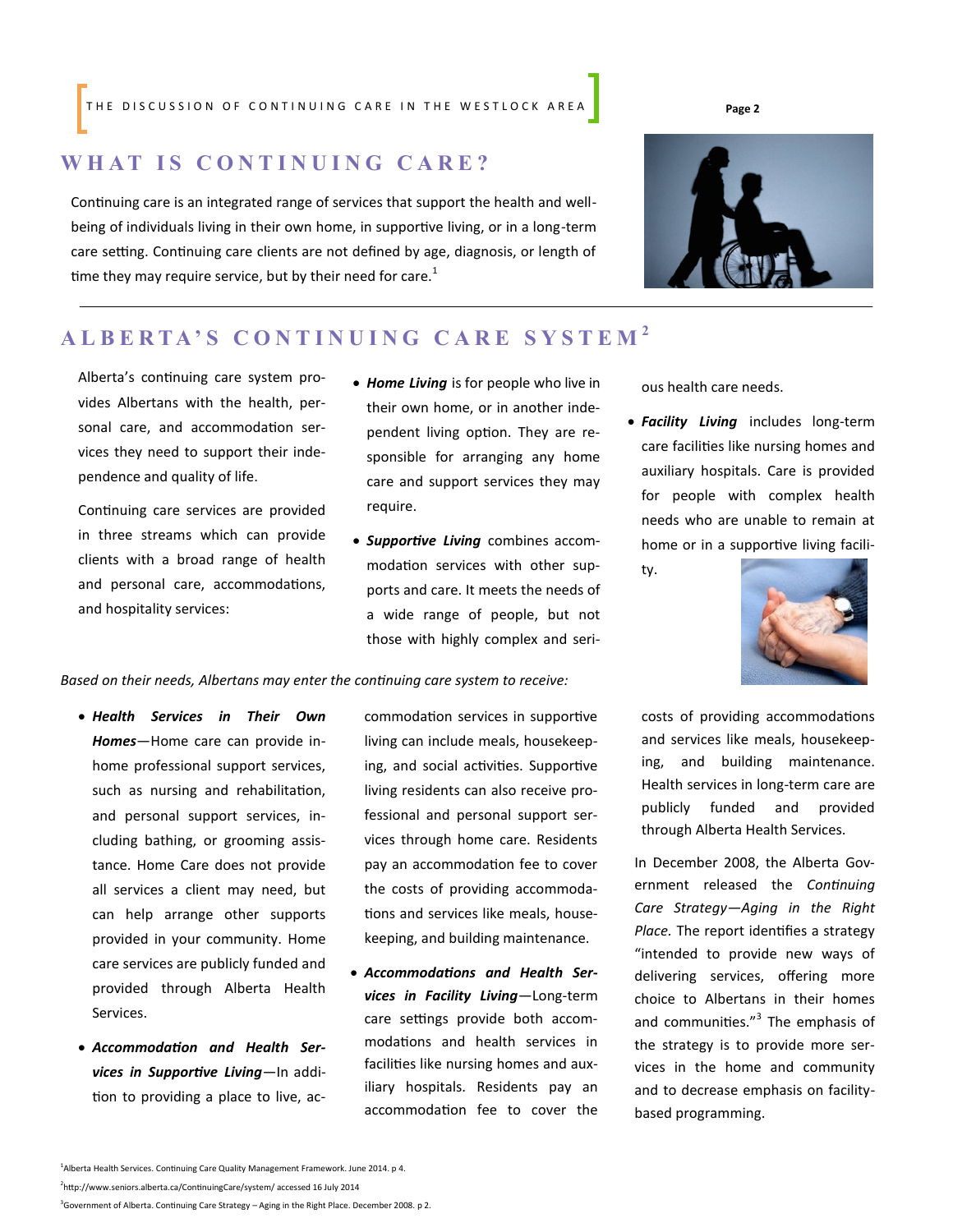## WHAT IS CONTINUING CARE?

Continuing care is an integrated range of services that support the health and well-being of individuals living in their own home, in supportive living, or in a long-term care setting. Continuing care clients are not defined by age, diagnosis, or length of time they may require service, but by their need for care.[1]

## ALBERTA'S CONTINUING CARE SYSTEM[2]

Alberta's continuing care system provides Albertans with the health, personal care, and accommodation services they need to support their independence and quality of life.

Continuing care services are provided in three streams which can provide clients with a broad range of health and personal care, accommodations, and hospitality services:

- ***Home Living*** is for people who live in their own home, or in another independent living option. They are responsible for arranging any home care and support services they may require.
- ***Supportive Living*** combines accommodation services with other supports and care. It meets the needs of a wide range of people, but not those with highly complex and serious health care needs.
- ***Facility Living*** includes long-term care facilities like nursing homes and auxiliary hospitals. Care is provided for people with complex health needs who are unable to remain at home or in a supportive living facility.

*Based on their needs, Albertans may enter the continuing care system to receive:*

- ***Health Services in Their Own Homes***—Home care can provide in-home professional support services, such as nursing and rehabilitation, and personal support services, including bathing, or grooming assistance. Home Care does not provide all services a client may need, but can help arrange other supports provided in your community. Home care services are publicly funded and provided through Alberta Health Services.
- ***Accommodation and Health Services in Supportive Living***—In addition to providing a place to live, accommodation services in supportive living can include meals, housekeeping, and social activities. Supportive living residents can also receive professional and personal support services through home care. Residents pay an accommodation fee to cover the costs of providing accommodations and services like meals, housekeeping, and building maintenance.
- ***Accommodations and Health Services in Facility Living***—Long-term care settings provide both accommodations and health services in facilities like nursing homes and auxiliary hospitals. Residents pay an accommodation fee to cover the costs of providing accommodations and services like meals, housekeeping, and building maintenance. Health services in long-term care are publicly funded and provided through Alberta Health Services.

In December 2008, the Alberta Government released the *Continuing Care Strategy—Aging in the Right Place.* The report identifies a strategy "intended to provide new ways of delivering services, offering more choice to Albertans in their homes and communities."[3] The emphasis of the strategy is to provide more services in the home and community and to decrease emphasis on facility-based programming.

[1] Alberta Health Services. Continuing Care Quality Management Framework. June 2014. p 4.

[2] http://www.seniors.alberta.ca/ContinuingCare/system/ accessed 16 July 2014

[3] Government of Alberta. Continuing Care Strategy – Aging in the Right Place. December 2008. p 2.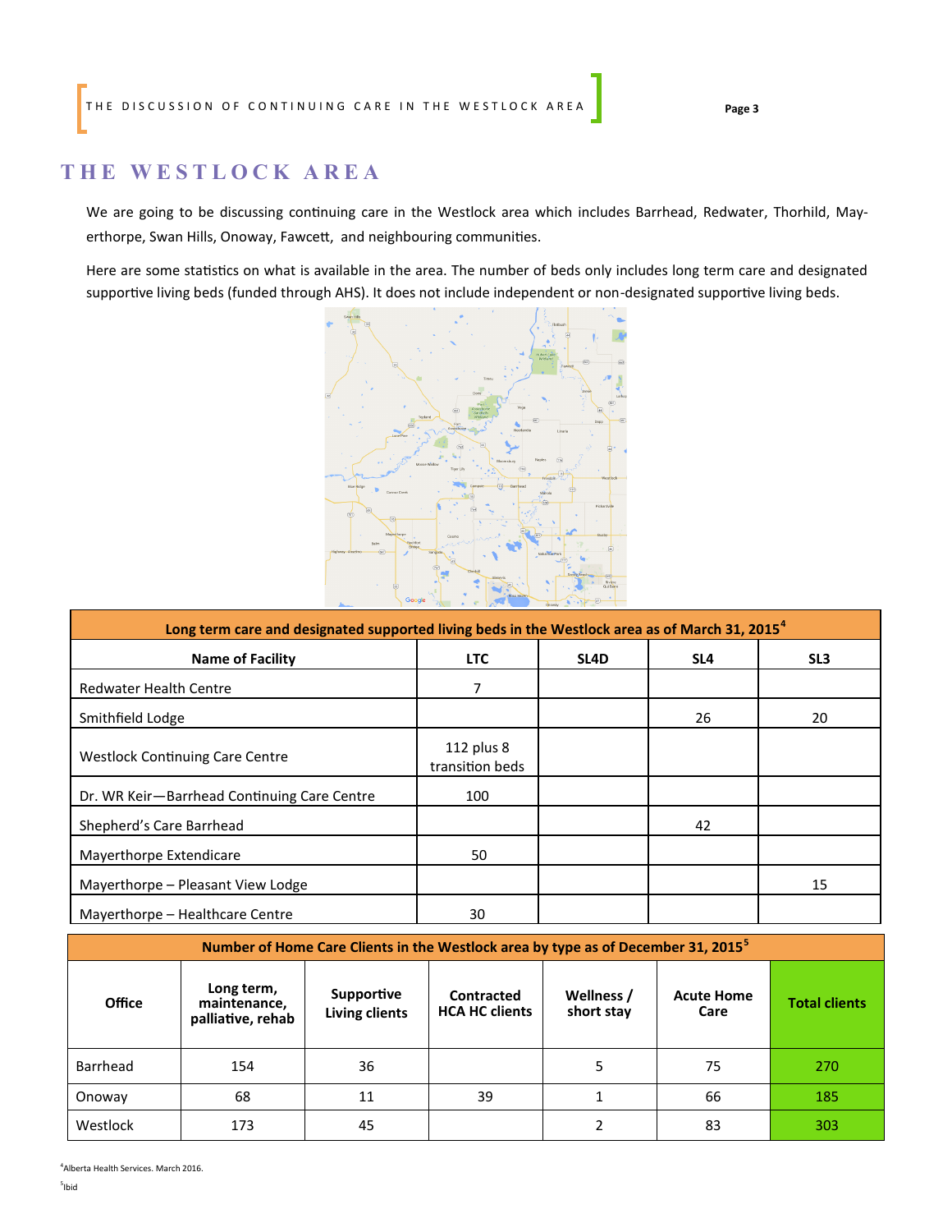# THE WESTLOCK AREA

We are going to be discussing continuing care in the Westlock area which includes Barrhead, Redwater, Thorhild, Mayerthorpe, Swan Hills, Onoway, Fawcett, and neighbouring communities.

Here are some statistics on what is available in the area. The number of beds only includes long term care and designated supportive living beds (funded through AHS). It does not include independent or non-designated supportive living beds.

| Long term care and designated supported living beds in the Westlock area as of March 31, 2015[4] | | | | |
|---|---|---|---|---|
| **Name of Facility** | **LTC** | **SL4D** | **SL4** | **SL3** |
| Redwater Health Centre | 7 | | | |
| Smithfield Lodge | | | 26 | 20 |
| Westlock Continuing Care Centre | 112 plus 8 transition beds | | | |
| Dr. WR Keir—Barrhead Continuing Care Centre | 100 | | | |
| Shepherd's Care Barrhead | | | 42 | |
| Mayerthorpe Extendicare | 50 | | | |
| Mayerthorpe – Pleasant View Lodge | | | | 15 |
| Mayerthorpe – Healthcare Centre | 30 | | | |

| Number of Home Care Clients in the Westlock area by type as of December 31, 2015[5] | | | | | | |
|---|---|---|---|---|---|---|
| **Office** | **Long term, maintenance, palliative, rehab** | **Supportive Living clients** | **Contracted HCA HC clients** | **Wellness / short stay** | **Acute Home Care** | **Total clients** |
| Barrhead | 154 | 36 | | 5 | 75 | 270 |
| Onoway | 68 | 11 | 39 | 1 | 66 | 185 |
| Westlock | 173 | 45 | | 2 | 83 | 303 |

[4]Alberta Health Services. March 2016.

[5]Ibid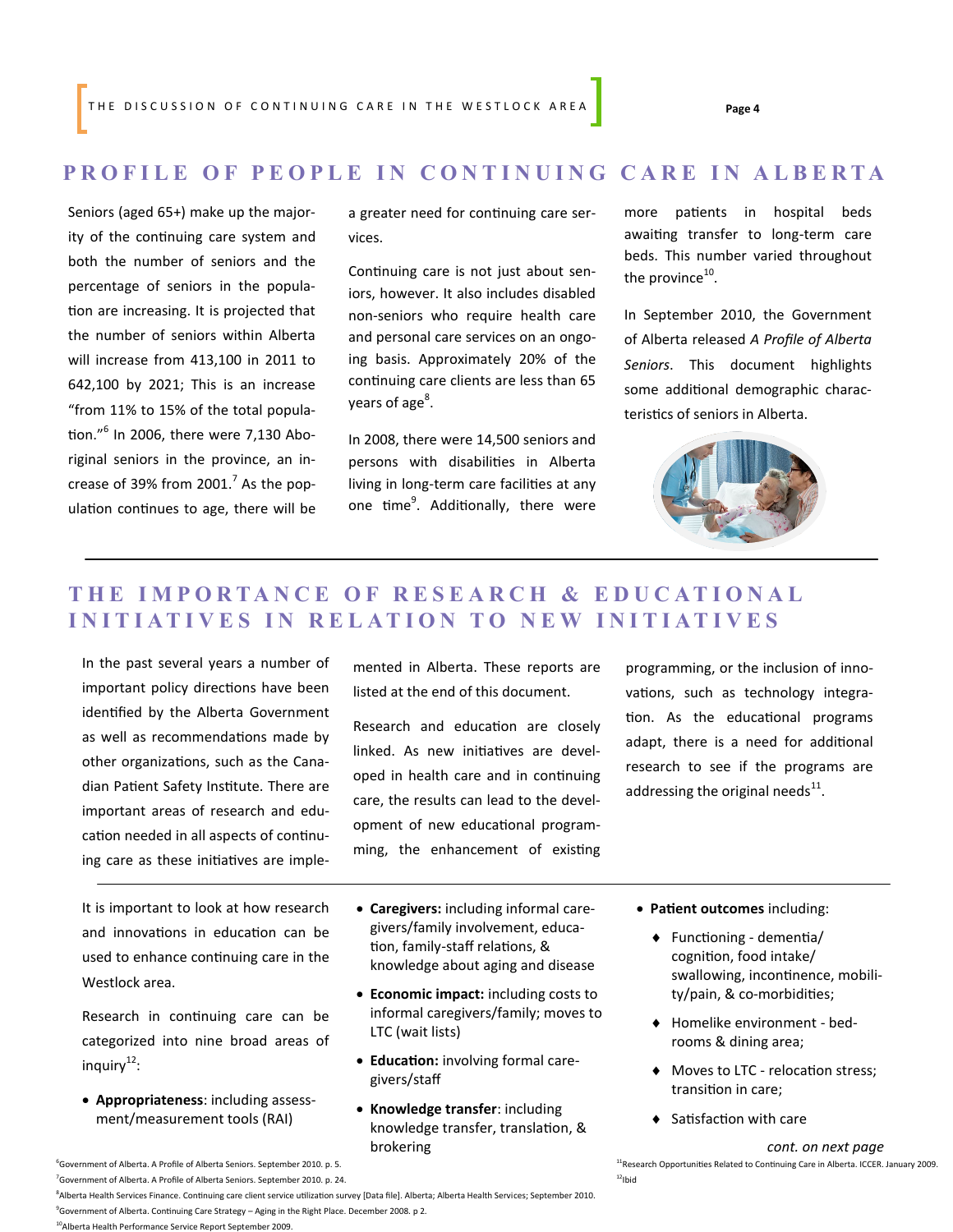## PROFILE OF PEOPLE IN CONTINUING CARE IN ALBERTA

Seniors (aged 65+) make up the majority of the continuing care system and both the number of seniors and the percentage of seniors in the population are increasing. It is projected that the number of seniors within Alberta will increase from 413,100 in 2011 to 642,100 by 2021; This is an increase "from 11% to 15% of the total population."[6] In 2006, there were 7,130 Aboriginal seniors in the province, an increase of 39% from 2001.[7] As the population continues to age, there will be a greater need for continuing care services.

Continuing care is not just about seniors, however. It also includes disabled non-seniors who require health care and personal care services on an ongoing basis. Approximately 20% of the continuing care clients are less than 65 years of age[8].

In 2008, there were 14,500 seniors and persons with disabilities in Alberta living in long-term care facilities at any one time[9]. Additionally, there were more patients in hospital beds awaiting transfer to long-term care beds. This number varied throughout the province[10].

In September 2010, the Government of Alberta released *A Profile of Alberta Seniors*. This document highlights some additional demographic characteristics of seniors in Alberta.

## THE IMPORTANCE OF RESEARCH & EDUCATIONAL INITIATIVES IN RELATION TO NEW INITIATIVES

In the past several years a number of important policy directions have been identified by the Alberta Government as well as recommendations made by other organizations, such as the Canadian Patient Safety Institute. There are important areas of research and education needed in all aspects of continuing care as these initiatives are implemented in Alberta. These reports are listed at the end of this document.

Research and education are closely linked. As new initiatives are developed in health care and in continuing care, the results can lead to the development of new educational programming, the enhancement of existing programming, or the inclusion of innovations, such as technology integration. As the educational programs adapt, there is a need for additional research to see if the programs are addressing the original needs[11].

It is important to look at how research and innovations in education can be used to enhance continuing care in the Westlock area.

Research in continuing care can be categorized into nine broad areas of inquiry[12]:

- **Appropriateness**: including assessment/measurement tools (RAI)
- **Caregivers:** including informal caregivers/family involvement, education, family-staff relations, & knowledge about aging and disease
- **Economic impact:** including costs to informal caregivers/family; moves to LTC (wait lists)
- **Education:** involving formal caregivers/staff
- **Knowledge transfer**: including knowledge transfer, translation, & brokering
- **Patient outcomes** including:
  - Functioning - dementia/ cognition, food intake/ swallowing, incontinence, mobility/pain, & co-morbidities;
  - Homelike environment - bedrooms & dining area;
  - Moves to LTC - relocation stress; transition in care;
  - Satisfaction with care

*cont. on next page*

---

[6] Government of Alberta. A Profile of Alberta Seniors. September 2010. p. 5.
[7] Government of Alberta. A Profile of Alberta Seniors. September 2010. p. 24.
[8] Alberta Health Services Finance. Continuing care client service utilization survey [Data file]. Alberta; Alberta Health Services; September 2010.
[9] Government of Alberta. Continuing Care Strategy – Aging in the Right Place. December 2008. p 2.
[10] Alberta Health Performance Service Report September 2009.
[11] Research Opportunities Related to Continuing Care in Alberta. ICCER. January 2009.
[12] Ibid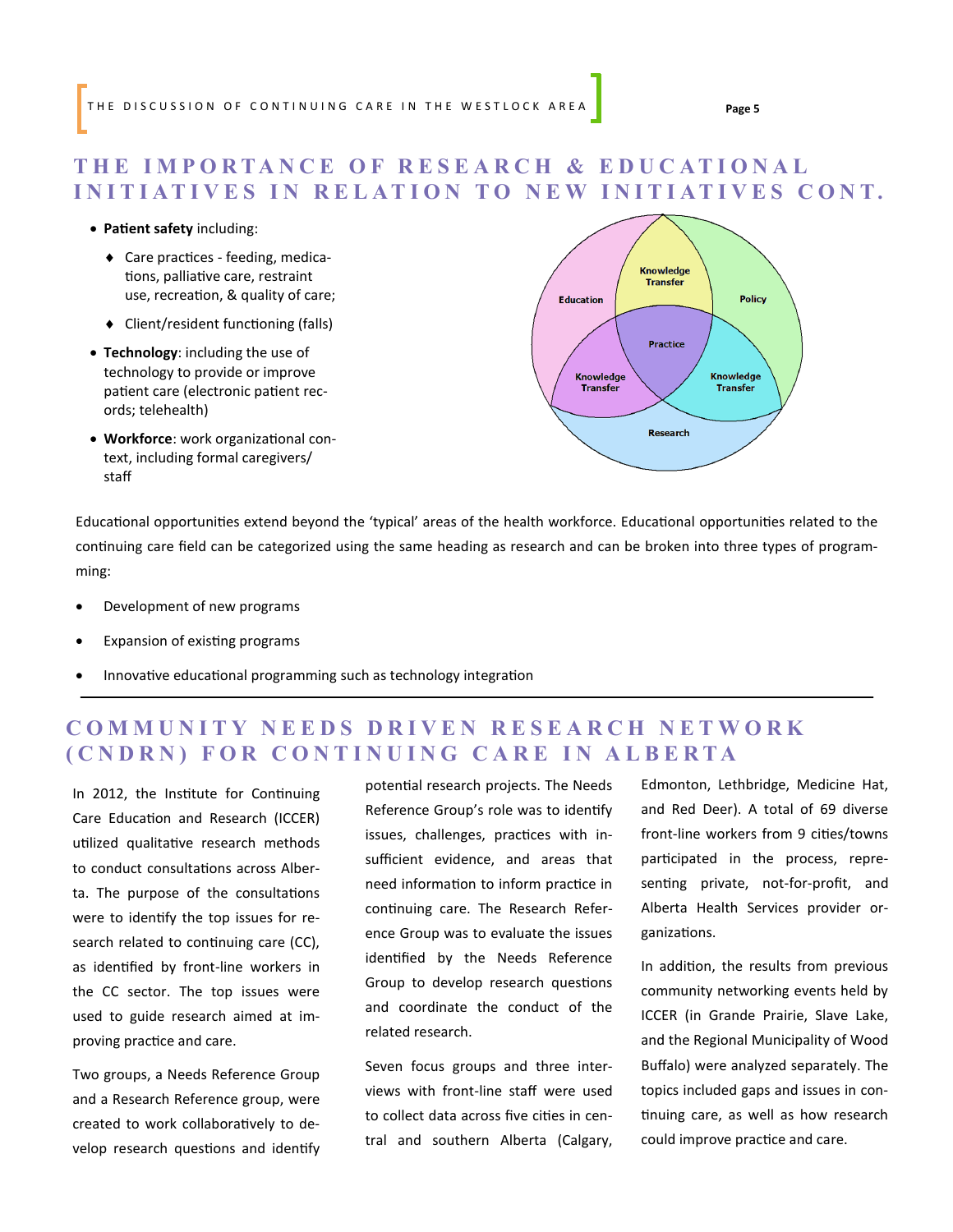## THE IMPORTANCE OF RESEARCH & EDUCATIONAL INITIATIVES IN RELATION TO NEW INITIATIVES CONT.

- **Patient safety** including:
  - Care practices - feeding, medications, palliative care, restraint use, recreation, & quality of care;
  - Client/resident functioning (falls)
- **Technology**: including the use of technology to provide or improve patient care (electronic patient records; telehealth)
- **Workforce**: work organizational context, including formal caregivers/ staff

Educational opportunities extend beyond the 'typical' areas of the health workforce. Educational opportunities related to the continuing care field can be categorized using the same heading as research and can be broken into three types of programming:

- Development of new programs
- Expansion of existing programs
- Innovative educational programming such as technology integration

## COMMUNITY NEEDS DRIVEN RESEARCH NETWORK (CNDRN) FOR CONTINUING CARE IN ALBERTA

In 2012, the Institute for Continuing Care Education and Research (ICCER) utilized qualitative research methods to conduct consultations across Alberta. The purpose of the consultations were to identify the top issues for research related to continuing care (CC), as identified by front-line workers in the CC sector. The top issues were used to guide research aimed at improving practice and care.

Two groups, a Needs Reference Group and a Research Reference group, were created to work collaboratively to develop research questions and identify potential research projects. The Needs Reference Group's role was to identify issues, challenges, practices with insufficient evidence, and areas that need information to inform practice in continuing care. The Research Reference Group was to evaluate the issues identified by the Needs Reference Group to develop research questions and coordinate the conduct of the related research.

Seven focus groups and three interviews with front-line staff were used to collect data across five cities in central and southern Alberta (Calgary, Edmonton, Lethbridge, Medicine Hat, and Red Deer). A total of 69 diverse front-line workers from 9 cities/towns participated in the process, representing private, not-for-profit, and Alberta Health Services provider organizations.

In addition, the results from previous community networking events held by ICCER (in Grande Prairie, Slave Lake, and the Regional Municipality of Wood Buffalo) were analyzed separately. The topics included gaps and issues in continuing care, as well as how research could improve practice and care.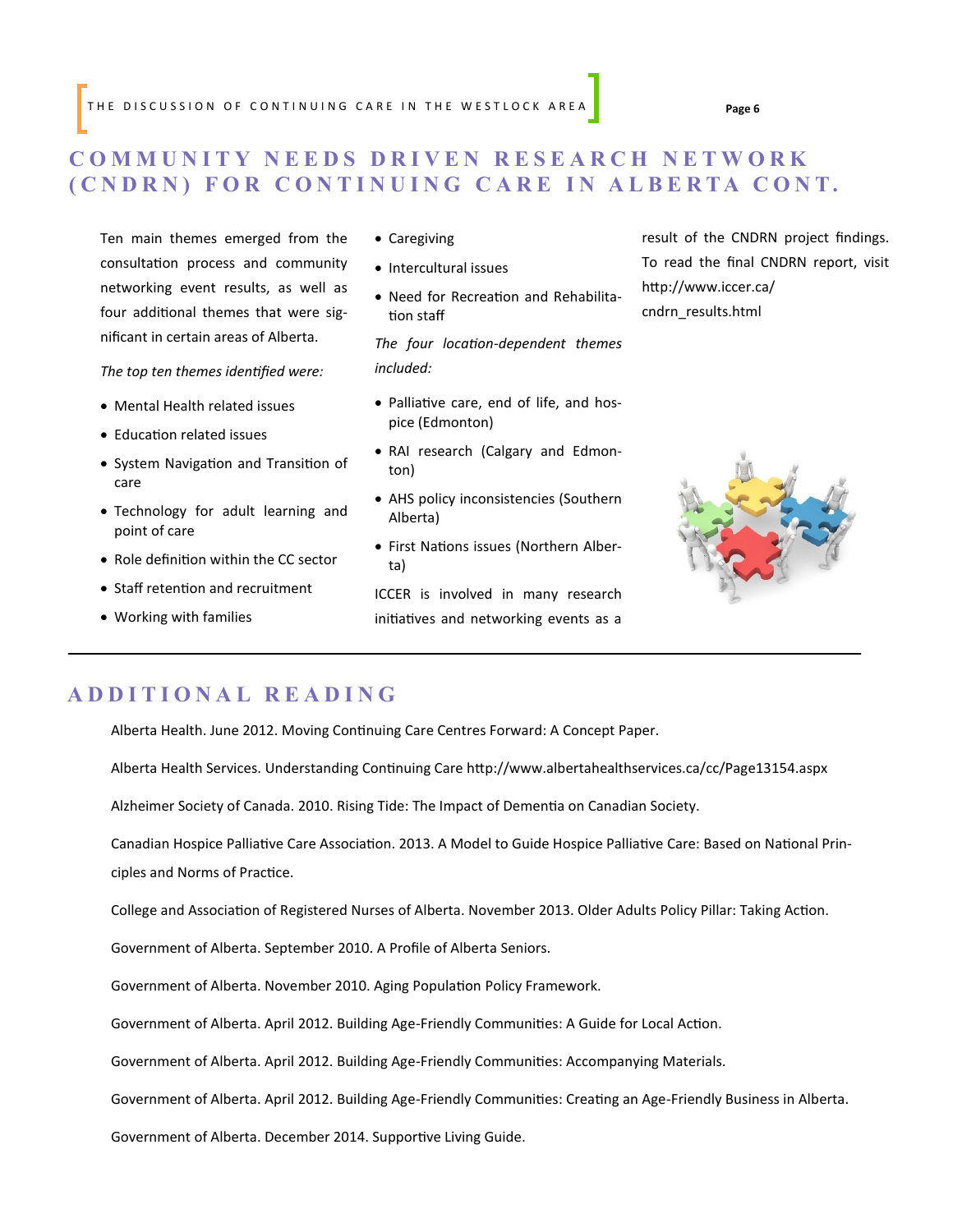## COMMUNITY NEEDS DRIVEN RESEARCH NETWORK (CNDRN) FOR CONTINUING CARE IN ALBERTA CONT.

Ten main themes emerged from the consultation process and community networking event results, as well as four additional themes that were significant in certain areas of Alberta.

*The top ten themes identified were:*

- Mental Health related issues
- Education related issues
- System Navigation and Transition of care
- Technology for adult learning and point of care
- Role definition within the CC sector
- Staff retention and recruitment
- Working with families
- Caregiving
- Intercultural issues
- Need for Recreation and Rehabilitation staff

*The four location-dependent themes included:*

- Palliative care, end of life, and hospice (Edmonton)
- RAI research (Calgary and Edmonton)
- AHS policy inconsistencies (Southern Alberta)
- First Nations issues (Northern Alberta)

ICCER is involved in many research initiatives and networking events as a result of the CNDRN project findings. To read the final CNDRN report, visit http://www.iccer.ca/cndrn_results.html

## ADDITIONAL READING

Alberta Health. June 2012. Moving Continuing Care Centres Forward: A Concept Paper.

Alberta Health Services. Understanding Continuing Care http://www.albertahealthservices.ca/cc/Page13154.aspx

Alzheimer Society of Canada. 2010. Rising Tide: The Impact of Dementia on Canadian Society.

Canadian Hospice Palliative Care Association. 2013. A Model to Guide Hospice Palliative Care: Based on National Principles and Norms of Practice.

College and Association of Registered Nurses of Alberta. November 2013. Older Adults Policy Pillar: Taking Action.

Government of Alberta. September 2010. A Profile of Alberta Seniors.

Government of Alberta. November 2010. Aging Population Policy Framework.

Government of Alberta. April 2012. Building Age-Friendly Communities: A Guide for Local Action.

Government of Alberta. April 2012. Building Age-Friendly Communities: Accompanying Materials.

Government of Alberta. April 2012. Building Age-Friendly Communities: Creating an Age-Friendly Business in Alberta.

Government of Alberta. December 2014. Supportive Living Guide.